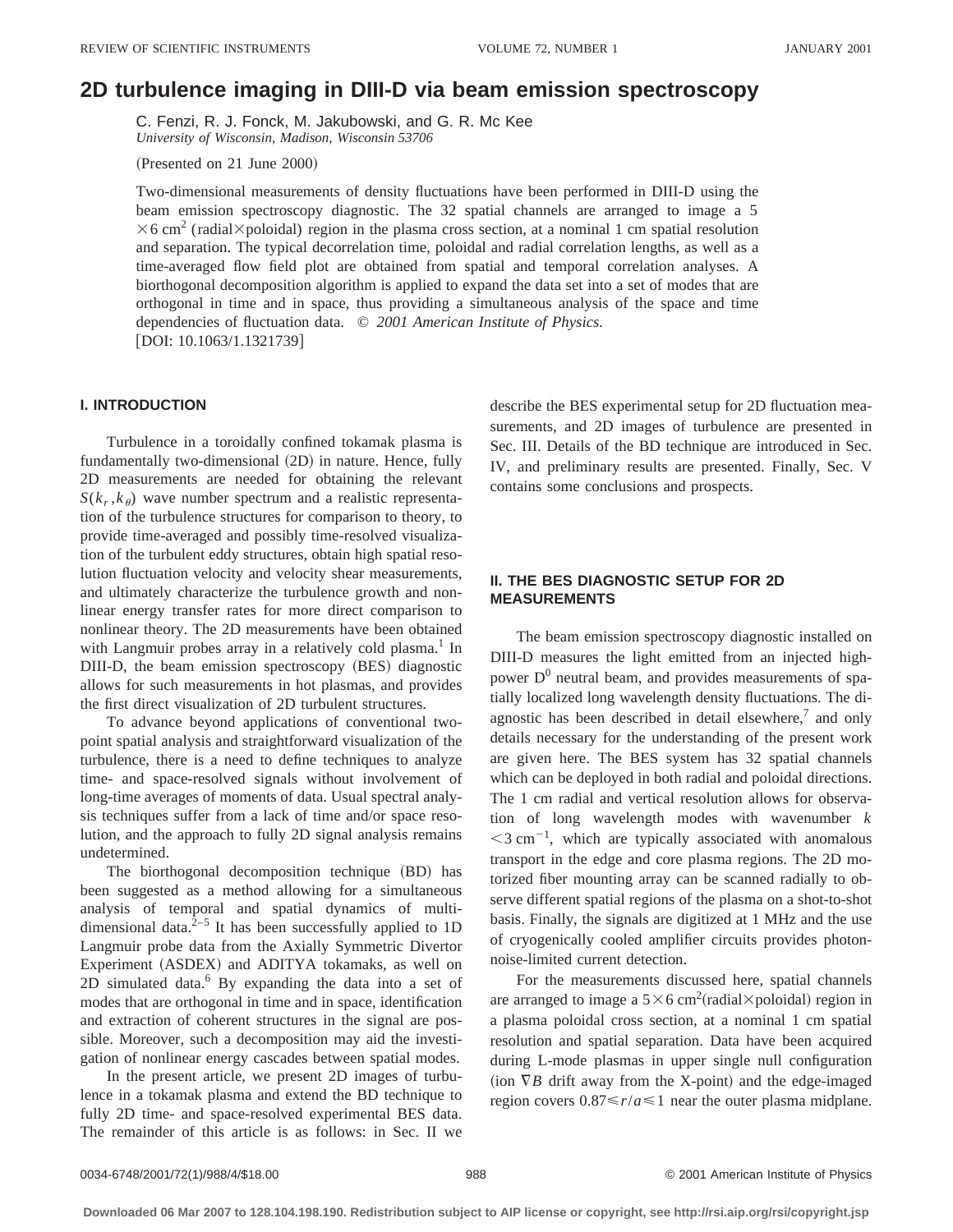# 2D turbulence imaging in DIII-D via beam emission spectroscopy

C. Fenzi, R. J. Fonck, M. Jakubowski, and G. R. Mc Kee
*University of Wisconsin, Madison, Wisconsin 53706*

(Presented on 21 June 2000)

Two-dimensional measurements of density fluctuations have been performed in DIII-D using the beam emission spectroscopy diagnostic. The 32 spatial channels are arranged to image a $5\times6\ \mathrm{cm}^2$ (radial×poloidal) region in the plasma cross section, at a nominal 1 cm spatial resolution and separation. The typical decorrelation time, poloidal and radial correlation lengths, as well as a time-averaged flow field plot are obtained from spatial and temporal correlation analyses. A biorthogonal decomposition algorithm is applied to expand the data set into a set of modes that are orthogonal in time and in space, thus providing a simultaneous analysis of the space and time dependencies of fluctuation data. © *2001 American Institute of Physics.*
[DOI: 10.1063/1.1321739]

## I. INTRODUCTION

Turbulence in a toroidally confined tokamak plasma is fundamentally two-dimensional (2D) in nature. Hence, fully 2D measurements are needed for obtaining the relevant $S(k_r,k_\theta)$ wave number spectrum and a realistic representation of the turbulence structures for comparison to theory, to provide time-averaged and possibly time-resolved visualization of the turbulent eddy structures, obtain high spatial resolution fluctuation velocity and velocity shear measurements, and ultimately characterize the turbulence growth and nonlinear energy transfer rates for more direct comparison to nonlinear theory. The 2D measurements have been obtained with Langmuir probes array in a relatively cold plasma.[1] In DIII-D, the beam emission spectroscopy (BES) diagnostic allows for such measurements in hot plasmas, and provides the first direct visualization of 2D turbulent structures.

To advance beyond applications of conventional two-point spatial analysis and straightforward visualization of the turbulence, there is a need to define techniques to analyze time- and space-resolved signals without involvement of long-time averages of moments of data. Usual spectral analysis techniques suffer from a lack of time and/or space resolution, and the approach to fully 2D signal analysis remains undetermined.

The biorthogonal decomposition technique (BD) has been suggested as a method allowing for a simultaneous analysis of temporal and spatial dynamics of multidimensional data.[2–5] It has been successfully applied to 1D Langmuir probe data from the Axially Symmetric Divertor Experiment (ASDEX) and ADITYA tokamaks, as well on 2D simulated data.[6] By expanding the data into a set of modes that are orthogonal in time and in space, identification and extraction of coherent structures in the signal are possible. Moreover, such a decomposition may aid the investigation of nonlinear energy cascades between spatial modes.

In the present article, we present 2D images of turbulence in a tokamak plasma and extend the BD technique to fully 2D time- and space-resolved experimental BES data. The remainder of this article is as follows: in Sec. II we describe the BES experimental setup for 2D fluctuation measurements, and 2D images of turbulence are presented in Sec. III. Details of the BD technique are introduced in Sec. IV, and preliminary results are presented. Finally, Sec. V contains some conclusions and prospects.

## II. THE BES DIAGNOSTIC SETUP FOR 2D MEASUREMENTS

The beam emission spectroscopy diagnostic installed on DIII-D measures the light emitted from an injected high-power $D^0$ neutral beam, and provides measurements of spatially localized long wavelength density fluctuations. The diagnostic has been described in detail elsewhere,[7] and only details necessary for the understanding of the present work are given here. The BES system has 32 spatial channels which can be deployed in both radial and poloidal directions. The 1 cm radial and vertical resolution allows for observation of long wavelength modes with wavenumber $k<3\ \mathrm{cm}^{-1}$, which are typically associated with anomalous transport in the edge and core plasma regions. The 2D motorized fiber mounting array can be scanned radially to observe different spatial regions of the plasma on a shot-to-shot basis. Finally, the signals are digitized at 1 MHz and the use of cryogenically cooled amplifier circuits provides photon-noise-limited current detection.

For the measurements discussed here, spatial channels are arranged to image a $5\times6\ \mathrm{cm}^2$(radial×poloidal) region in a plasma poloidal cross section, at a nominal 1 cm spatial resolution and spatial separation. Data have been acquired during L-mode plasmas in upper single null configuration (ion $\nabla B$ drift away from the X-point) and the edge-imaged region covers $0.87\leqslant r/a\leqslant1$ near the outer plasma midplane.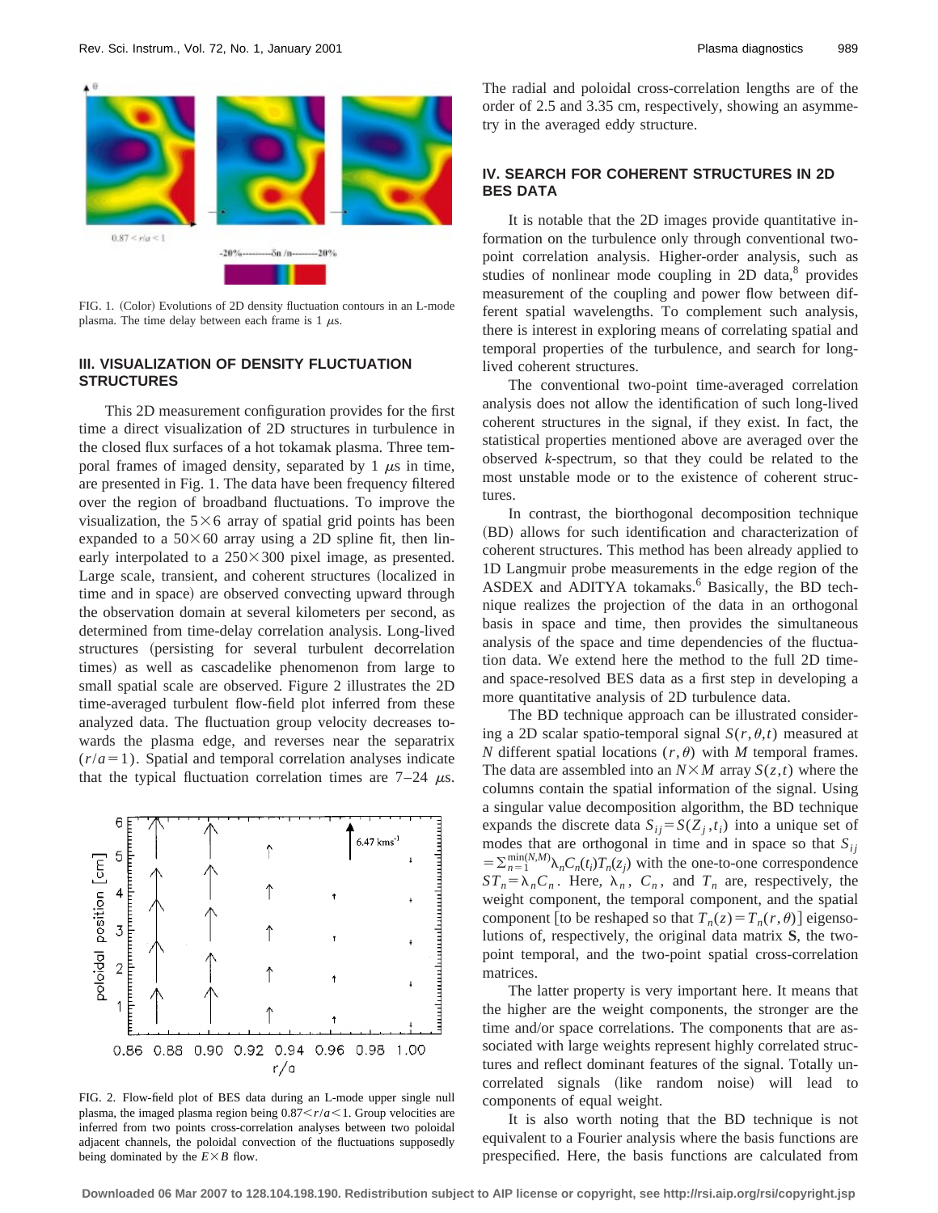θ

0.87 < r/a < 1

-20%---------δn /n--------20%

FIG. 1. (Color) Evolutions of 2D density fluctuation contours in an L-mode plasma. The time delay between each frame is 1 μs.

## III. VISUALIZATION OF DENSITY FLUCTUATION STRUCTURES

This 2D measurement configuration provides for the first time a direct visualization of 2D structures in turbulence in the closed flux surfaces of a hot tokamak plasma. Three temporal frames of imaged density, separated by 1 μs in time, are presented in Fig. 1. The data have been frequency filtered over the region of broadband fluctuations. To improve the visualization, the $5\times6$ array of spatial grid points has been expanded to a $50\times60$ array using a 2D spline fit, then linearly interpolated to a $250\times300$ pixel image, as presented. Large scale, transient, and coherent structures (localized in time and in space) are observed convecting upward through the observation domain at several kilometers per second, as determined from time-delay correlation analysis. Long-lived structures (persisting for several turbulent decorrelation times) as well as cascadelike phenomenon from large to small spatial scale are observed. Figure 2 illustrates the 2D time-averaged turbulent flow-field plot inferred from these analyzed data. The fluctuation group velocity decreases towards the plasma edge, and reverses near the separatrix ($r/a=1$). Spatial and temporal correlation analyses indicate that the typical fluctuation correlation times are 7–24 μs.

6.47 kms$^{-1}$

poloidal position [cm]

6
5
4
3
2
1

0.86 0.88 0.90 0.92 0.94 0.96 0.98 1.00

r/a

FIG. 2. Flow-field plot of BES data during an L-mode upper single null plasma, the imaged plasma region being $0.87<r/a<1$. Group velocities are inferred from two points cross-correlation analyses between two poloidal adjacent channels, the poloidal convection of the fluctuations supposedly being dominated by the $E\times B$ flow.

The radial and poloidal cross-correlation lengths are of the order of 2.5 and 3.35 cm, respectively, showing an asymmetry in the averaged eddy structure.

## IV. SEARCH FOR COHERENT STRUCTURES IN 2D BES DATA

It is notable that the 2D images provide quantitative information on the turbulence only through conventional two-point correlation analysis. Higher-order analysis, such as studies of nonlinear mode coupling in 2D data,[8] provides measurement of the coupling and power flow between different spatial wavelengths. To complement such analysis, there is interest in exploring means of correlating spatial and temporal properties of the turbulence, and search for long-lived coherent structures.

The conventional two-point time-averaged correlation analysis does not allow the identification of such long-lived coherent structures in the signal, if they exist. In fact, the statistical properties mentioned above are averaged over the observed $k$-spectrum, so that they could be related to the most unstable mode or to the existence of coherent structures.

In contrast, the biorthogonal decomposition technique (BD) allows for such identification and characterization of coherent structures. This method has been already applied to 1D Langmuir probe measurements in the edge region of the ASDEX and ADITYA tokamaks.[6] Basically, the BD technique realizes the projection of the data in an orthogonal basis in space and time, then provides the simultaneous analysis of the space and time dependencies of the fluctuation data. We extend here the method to the full 2D time- and space-resolved BES data as a first step in developing a more quantitative analysis of 2D turbulence data.

The BD technique approach can be illustrated considering a 2D scalar spatio-temporal signal $S(r,\theta,t)$ measured at $N$ different spatial locations $(r,\theta)$ with $M$ temporal frames. The data are assembled into an $N\times M$ array $S(z,t)$ where the columns contain the spatial information of the signal. Using a singular value decomposition algorithm, the BD technique expands the discrete data $S_{ij}=S(Z_j,t_i)$ into a unique set of modes that are orthogonal in time and in space so that $S_{ij}=\sum_{n=1}^{\min(N,M)}\lambda_n C_n(t_i) T_n(z_j)$ with the one-to-one correspondence $ST_n=\lambda_n C_n$. Here, $\lambda_n$, $C_n$, and $T_n$ are, respectively, the weight component, the temporal component, and the spatial component [to be reshaped so that $T_n(z)=T_n(r,\theta)$] eigensolutions of, respectively, the original data matrix **S**, the two-point temporal, and the two-point spatial cross-correlation matrices.

The latter property is very important here. It means that the higher are the weight components, the stronger are the time and/or space correlations. The components that are associated with large weights represent highly correlated structures and reflect dominant features of the signal. Totally uncorrelated signals (like random noise) will lead to components of equal weight.

It is also worth noting that the BD technique is not equivalent to a Fourier analysis where the basis functions are prespecified. Here, the basis functions are calculated from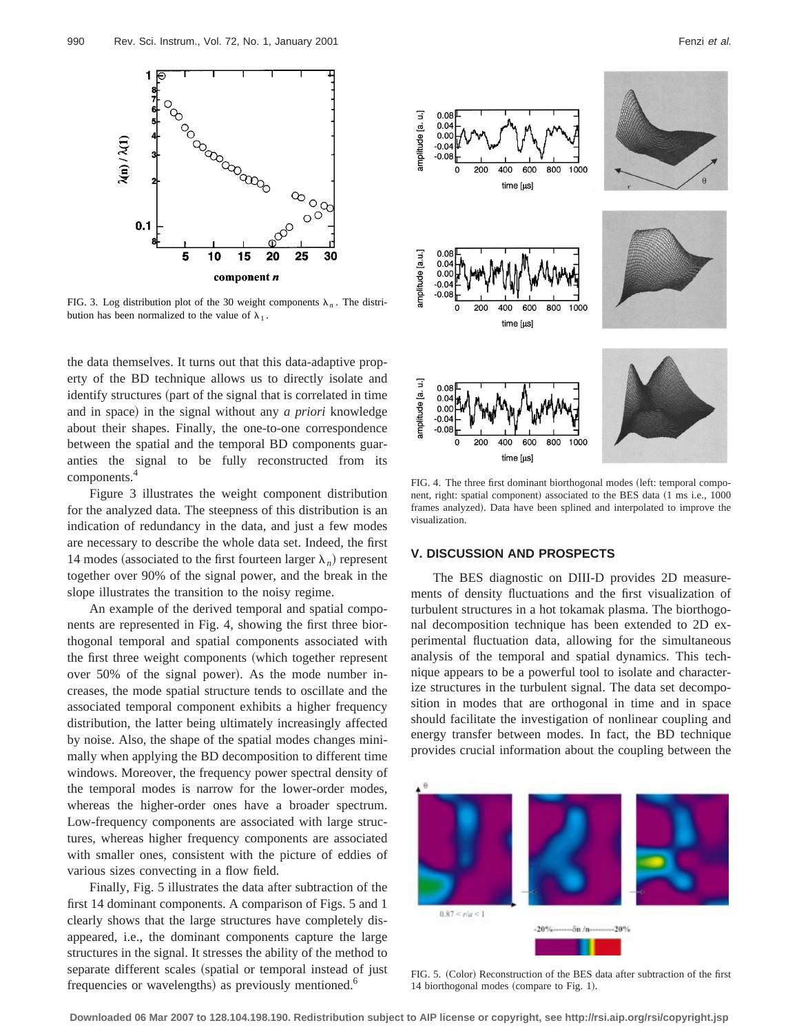1

0.1

5 10 15 20 25 30

component *n*

$\lambda(n) / \lambda(1)$

FIG. 3. Log distribution plot of the 30 weight components $\lambda_n$. The distribution has been normalized to the value of $\lambda_1$.

the data themselves. It turns out that this data-adaptive property of the BD technique allows us to directly isolate and identify structures (part of the signal that is correlated in time and in space) in the signal without any *a priori* knowledge about their shapes. Finally, the one-to-one correspondence between the spatial and the temporal BD components guaranties the signal to be fully reconstructed from its components.[4]

Figure 3 illustrates the weight component distribution for the analyzed data. The steepness of this distribution is an indication of redundancy in the data, and just a few modes are necessary to describe the whole data set. Indeed, the first 14 modes (associated to the first fourteen larger $\lambda_n$) represent together over 90% of the signal power, and the break in the slope illustrates the transition to the noisy regime.

An example of the derived temporal and spatial components are represented in Fig. 4, showing the first three biorthogonal temporal and spatial components associated with the first three weight components (which together represent over 50% of the signal power). As the mode number increases, the mode spatial structure tends to oscillate and the associated temporal component exhibits a higher frequency distribution, the latter being ultimately increasingly affected by noise. Also, the shape of the spatial modes changes minimally when applying the BD decomposition to different time windows. Moreover, the frequency power spectral density of the temporal modes is narrow for the lower-order modes, whereas the higher-order ones have a broader spectrum. Low-frequency components are associated with large structures, whereas higher frequency components are associated with smaller ones, consistent with the picture of eddies of various sizes convecting in a flow field.

Finally, Fig. 5 illustrates the data after subtraction of the first 14 dominant components. A comparison of Figs. 5 and 1 clearly shows that the large structures have completely disappeared, i.e., the dominant components capture the large structures in the signal. It stresses the ability of the method to separate different scales (spatial or temporal instead of just frequencies or wavelengths) as previously mentioned.[6]

amplitude [a. u.]

time [μs]

0 200 400 600 800 1000

r θ

FIG. 4. The three first dominant biorthogonal modes (left: temporal component, right: spatial component) associated to the BES data (1 ms i.e., 1000 frames analyzed). Data have been splined and interpolated to improve the visualization.

## V. DISCUSSION AND PROSPECTS

The BES diagnostic on DIII-D provides 2D measurements of density fluctuations and the first visualization of turbulent structures in a hot tokamak plasma. The biorthogonal decomposition technique has been extended to 2D experimental fluctuation data, allowing for the simultaneous analysis of the temporal and spatial dynamics. This technique appears to be a powerful tool to isolate and characterize structures in the turbulent signal. The data set decomposition in modes that are orthogonal in time and in space should facilitate the investigation of nonlinear coupling and energy transfer between modes. In fact, the BD technique provides crucial information about the coupling between the

θ

$0.87 < r/a < 1$

-20%-------δn /n---------20%

FIG. 5. (Color) Reconstruction of the BES data after subtraction of the first 14 biorthogonal modes (compare to Fig. 1).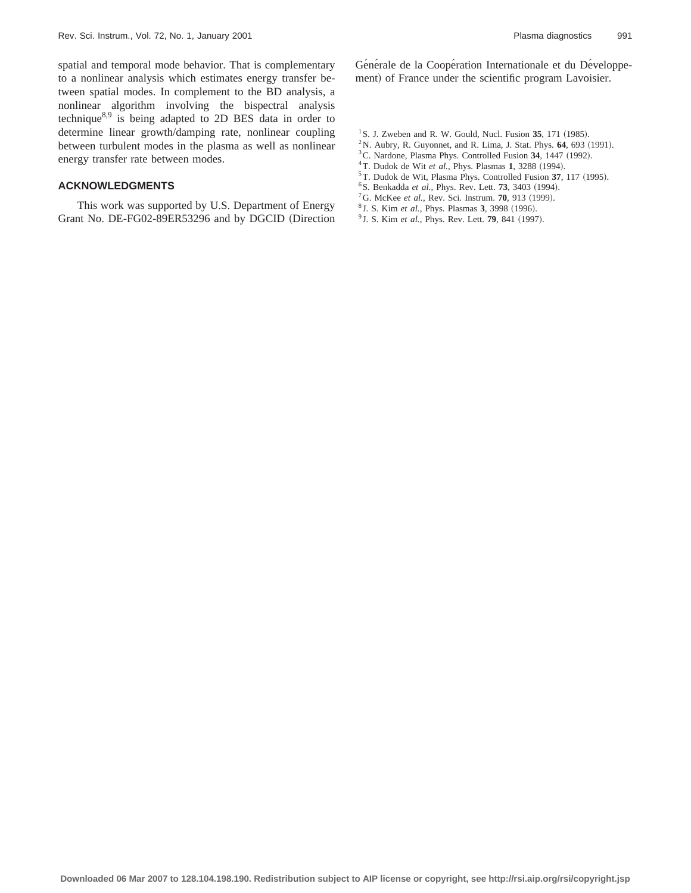spatial and temporal mode behavior. That is complementary to a nonlinear analysis which estimates energy transfer between spatial modes. In complement to the BD analysis, a nonlinear algorithm involving the bispectral analysis technique[8,9] is being adapted to 2D BES data in order to determine linear growth/damping rate, nonlinear coupling between turbulent modes in the plasma as well as nonlinear energy transfer rate between modes.

## ACKNOWLEDGMENTS

This work was supported by U.S. Department of Energy Grant No. DE-FG02-89ER53296 and by DGCID (Direction Générale de la Coopération Internationale et du Développement) of France under the scientific program Lavoisier.

[1] S. J. Zweben and R. W. Gould, Nucl. Fusion **35**, 171 (1985).
[2] N. Aubry, R. Guyonnet, and R. Lima, J. Stat. Phys. **64**, 693 (1991).
[3] C. Nardone, Plasma Phys. Controlled Fusion **34**, 1447 (1992).
[4] T. Dudok de Wit *et al.*, Phys. Plasmas **1**, 3288 (1994).
[5] T. Dudok de Wit, Plasma Phys. Controlled Fusion **37**, 117 (1995).
[6] S. Benkadda *et al.*, Phys. Rev. Lett. **73**, 3403 (1994).
[7] G. McKee *et al.*, Rev. Sci. Instrum. **70**, 913 (1999).
[8] J. S. Kim *et al.*, Phys. Plasmas **3**, 3998 (1996).
[9] J. S. Kim *et al.*, Phys. Rev. Lett. **79**, 841 (1997).